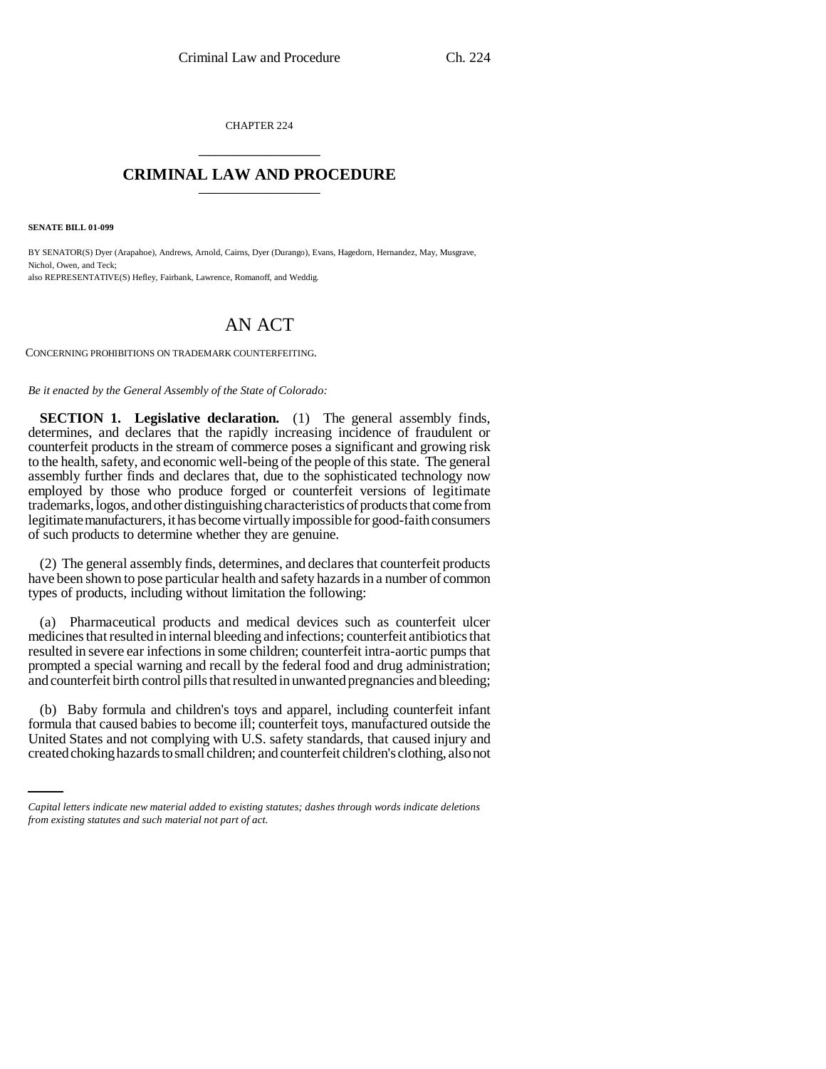CHAPTER 224

# CRIMINAL LAW AND PROCEDURE

**SENATE BILL 01-099**

BY SENATOR(S) Dyer (Arapahoe), Andrews, Arnold, Cairns, Dyer (Durango), Evans, Hagedorn, Hernandez, May, Musgrave, Nichol, Owen, and Teck;
also REPRESENTATIVE(S) Hefley, Fairbank, Lawrence, Romanoff, and Weddig.

## AN ACT

CONCERNING PROHIBITIONS ON TRADEMARK COUNTERFEITING.

*Be it enacted by the General Assembly of the State of Colorado:*

**SECTION 1. Legislative declaration.** (1) The general assembly finds, determines, and declares that the rapidly increasing incidence of fraudulent or counterfeit products in the stream of commerce poses a significant and growing risk to the health, safety, and economic well-being of the people of this state. The general assembly further finds and declares that, due to the sophisticated technology now employed by those who produce forged or counterfeit versions of legitimate trademarks, logos, and other distinguishing characteristics of products that come from legitimate manufacturers, it has become virtually impossible for good-faith consumers of such products to determine whether they are genuine.

(2) The general assembly finds, determines, and declares that counterfeit products have been shown to pose particular health and safety hazards in a number of common types of products, including without limitation the following:

(a) Pharmaceutical products and medical devices such as counterfeit ulcer medicines that resulted in internal bleeding and infections; counterfeit antibiotics that resulted in severe ear infections in some children; counterfeit intra-aortic pumps that prompted a special warning and recall by the federal food and drug administration; and counterfeit birth control pills that resulted in unwanted pregnancies and bleeding;

(b) Baby formula and children's toys and apparel, including counterfeit infant formula that caused babies to become ill; counterfeit toys, manufactured outside the United States and not complying with U.S. safety standards, that caused injury and created choking hazards to small children; and counterfeit children's clothing, also not

*Capital letters indicate new material added to existing statutes; dashes through words indicate deletions from existing statutes and such material not part of act.*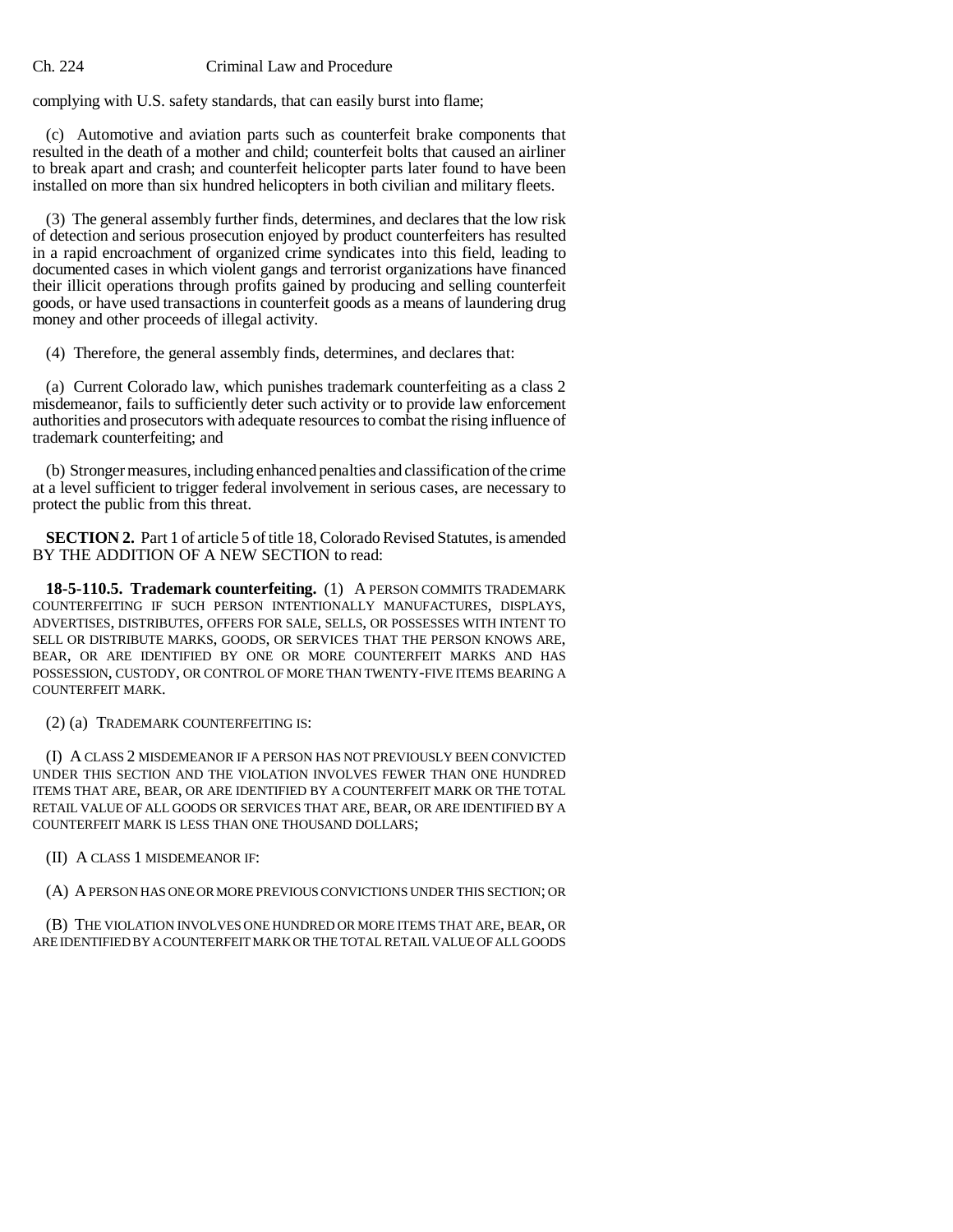complying with U.S. safety standards, that can easily burst into flame;

(c) Automotive and aviation parts such as counterfeit brake components that resulted in the death of a mother and child; counterfeit bolts that caused an airliner to break apart and crash; and counterfeit helicopter parts later found to have been installed on more than six hundred helicopters in both civilian and military fleets.

(3) The general assembly further finds, determines, and declares that the low risk of detection and serious prosecution enjoyed by product counterfeiters has resulted in a rapid encroachment of organized crime syndicates into this field, leading to documented cases in which violent gangs and terrorist organizations have financed their illicit operations through profits gained by producing and selling counterfeit goods, or have used transactions in counterfeit goods as a means of laundering drug money and other proceeds of illegal activity.

(4) Therefore, the general assembly finds, determines, and declares that:

(a) Current Colorado law, which punishes trademark counterfeiting as a class 2 misdemeanor, fails to sufficiently deter such activity or to provide law enforcement authorities and prosecutors with adequate resources to combat the rising influence of trademark counterfeiting; and

(b) Stronger measures, including enhanced penalties and classification of the crime at a level sufficient to trigger federal involvement in serious cases, are necessary to protect the public from this threat.

**SECTION 2.** Part 1 of article 5 of title 18, Colorado Revised Statutes, is amended BY THE ADDITION OF A NEW SECTION to read:

**18-5-110.5. Trademark counterfeiting.** (1) A PERSON COMMITS TRADEMARK COUNTERFEITING IF SUCH PERSON INTENTIONALLY MANUFACTURES, DISPLAYS, ADVERTISES, DISTRIBUTES, OFFERS FOR SALE, SELLS, OR POSSESSES WITH INTENT TO SELL OR DISTRIBUTE MARKS, GOODS, OR SERVICES THAT THE PERSON KNOWS ARE, BEAR, OR ARE IDENTIFIED BY ONE OR MORE COUNTERFEIT MARKS AND HAS POSSESSION, CUSTODY, OR CONTROL OF MORE THAN TWENTY-FIVE ITEMS BEARING A COUNTERFEIT MARK.

(2) (a) TRADEMARK COUNTERFEITING IS:

(I) A CLASS 2 MISDEMEANOR IF A PERSON HAS NOT PREVIOUSLY BEEN CONVICTED UNDER THIS SECTION AND THE VIOLATION INVOLVES FEWER THAN ONE HUNDRED ITEMS THAT ARE, BEAR, OR ARE IDENTIFIED BY A COUNTERFEIT MARK OR THE TOTAL RETAIL VALUE OF ALL GOODS OR SERVICES THAT ARE, BEAR, OR ARE IDENTIFIED BY A COUNTERFEIT MARK IS LESS THAN ONE THOUSAND DOLLARS;

(II) A CLASS 1 MISDEMEANOR IF:

(A) A PERSON HAS ONE OR MORE PREVIOUS CONVICTIONS UNDER THIS SECTION; OR

(B) THE VIOLATION INVOLVES ONE HUNDRED OR MORE ITEMS THAT ARE, BEAR, OR ARE IDENTIFIED BY A COUNTERFEIT MARK OR THE TOTAL RETAIL VALUE OF ALL GOODS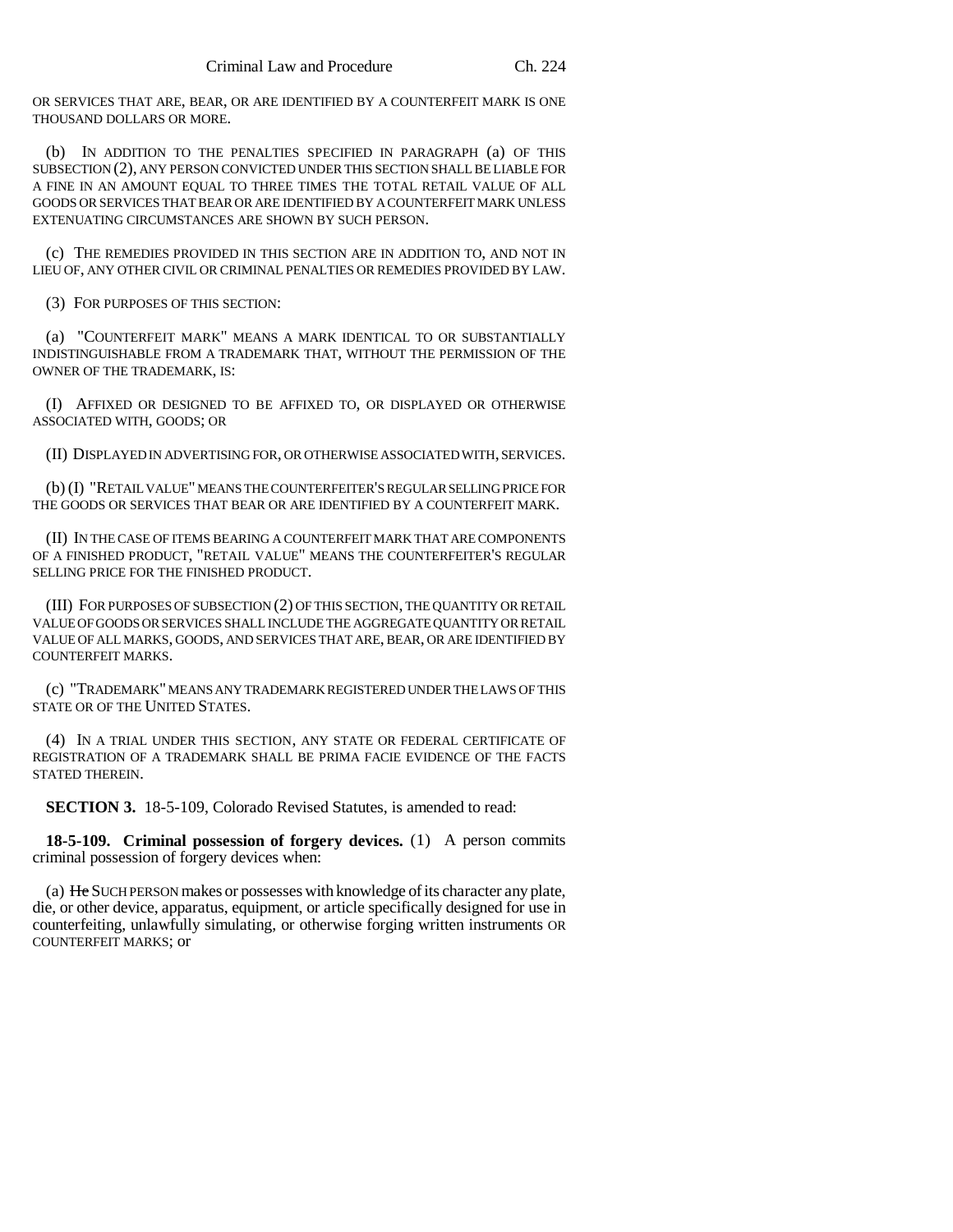OR SERVICES THAT ARE, BEAR, OR ARE IDENTIFIED BY A COUNTERFEIT MARK IS ONE THOUSAND DOLLARS OR MORE.

(b) IN ADDITION TO THE PENALTIES SPECIFIED IN PARAGRAPH (a) OF THIS SUBSECTION (2), ANY PERSON CONVICTED UNDER THIS SECTION SHALL BE LIABLE FOR A FINE IN AN AMOUNT EQUAL TO THREE TIMES THE TOTAL RETAIL VALUE OF ALL GOODS OR SERVICES THAT BEAR OR ARE IDENTIFIED BY A COUNTERFEIT MARK UNLESS EXTENUATING CIRCUMSTANCES ARE SHOWN BY SUCH PERSON.

(c) THE REMEDIES PROVIDED IN THIS SECTION ARE IN ADDITION TO, AND NOT IN LIEU OF, ANY OTHER CIVIL OR CRIMINAL PENALTIES OR REMEDIES PROVIDED BY LAW.

(3) FOR PURPOSES OF THIS SECTION:

(a) "COUNTERFEIT MARK" MEANS A MARK IDENTICAL TO OR SUBSTANTIALLY INDISTINGUISHABLE FROM A TRADEMARK THAT, WITHOUT THE PERMISSION OF THE OWNER OF THE TRADEMARK, IS:

(I) AFFIXED OR DESIGNED TO BE AFFIXED TO, OR DISPLAYED OR OTHERWISE ASSOCIATED WITH, GOODS; OR

(II) DISPLAYED IN ADVERTISING FOR, OR OTHERWISE ASSOCIATED WITH, SERVICES.

(b) (I) "RETAIL VALUE" MEANS THE COUNTERFEITER'S REGULAR SELLING PRICE FOR THE GOODS OR SERVICES THAT BEAR OR ARE IDENTIFIED BY A COUNTERFEIT MARK.

(II) IN THE CASE OF ITEMS BEARING A COUNTERFEIT MARK THAT ARE COMPONENTS OF A FINISHED PRODUCT, "RETAIL VALUE" MEANS THE COUNTERFEITER'S REGULAR SELLING PRICE FOR THE FINISHED PRODUCT.

(III) FOR PURPOSES OF SUBSECTION (2) OF THIS SECTION, THE QUANTITY OR RETAIL VALUE OF GOODS OR SERVICES SHALL INCLUDE THE AGGREGATE QUANTITY OR RETAIL VALUE OF ALL MARKS, GOODS, AND SERVICES THAT ARE, BEAR, OR ARE IDENTIFIED BY COUNTERFEIT MARKS.

(c) "TRADEMARK" MEANS ANY TRADEMARK REGISTERED UNDER THE LAWS OF THIS STATE OR OF THE UNITED STATES.

(4) IN A TRIAL UNDER THIS SECTION, ANY STATE OR FEDERAL CERTIFICATE OF REGISTRATION OF A TRADEMARK SHALL BE PRIMA FACIE EVIDENCE OF THE FACTS STATED THEREIN.

**SECTION 3.** 18-5-109, Colorado Revised Statutes, is amended to read:

**18-5-109. Criminal possession of forgery devices.** (1) A person commits criminal possession of forgery devices when:

(a) ~~He~~ SUCH PERSON makes or possesses with knowledge of its character any plate, die, or other device, apparatus, equipment, or article specifically designed for use in counterfeiting, unlawfully simulating, or otherwise forging written instruments OR COUNTERFEIT MARKS; or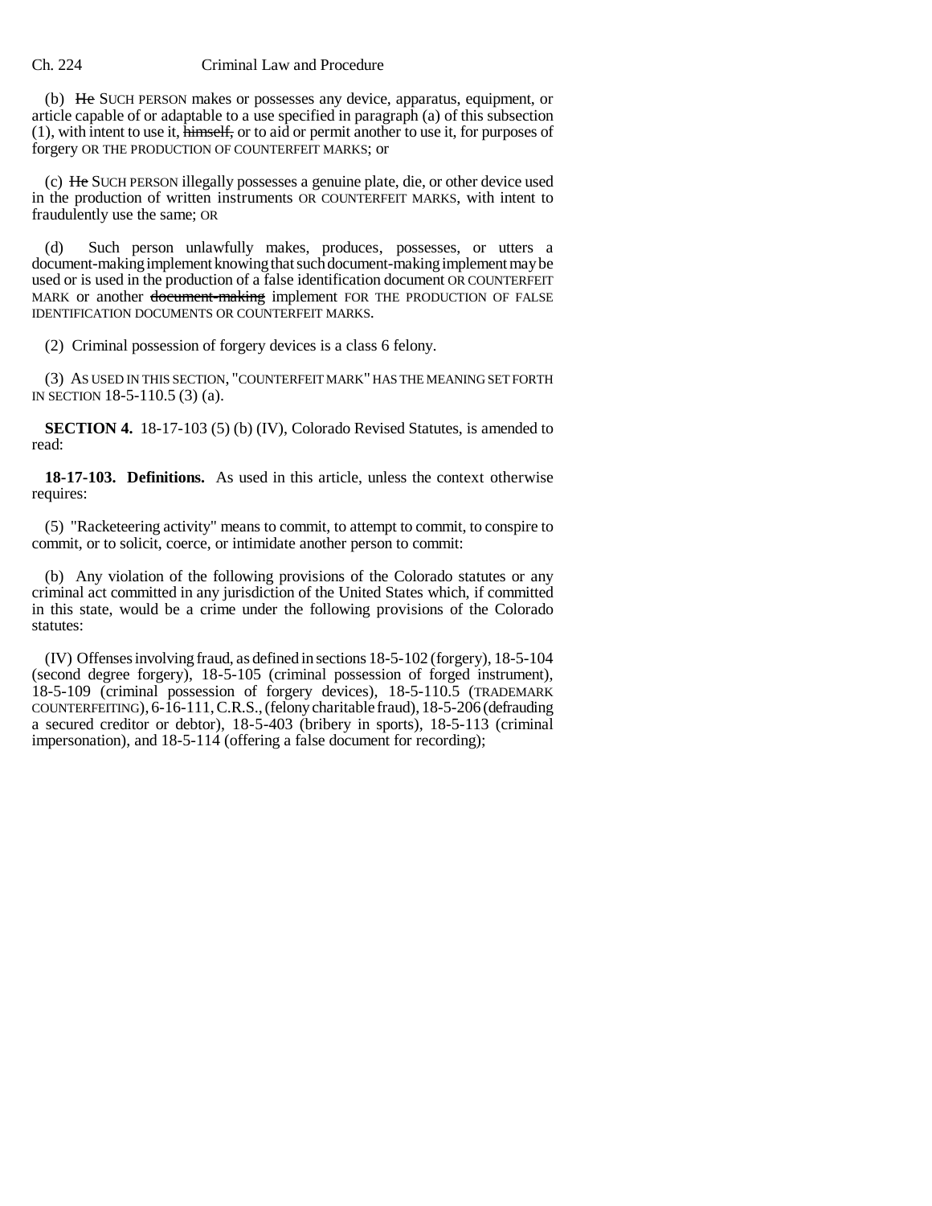(b) ~~He~~ SUCH PERSON makes or possesses any device, apparatus, equipment, or article capable of or adaptable to a use specified in paragraph (a) of this subsection (1), with intent to use it, ~~himself,~~ or to aid or permit another to use it, for purposes of forgery OR THE PRODUCTION OF COUNTERFEIT MARKS; or

(c) ~~He~~ SUCH PERSON illegally possesses a genuine plate, die, or other device used in the production of written instruments OR COUNTERFEIT MARKS, with intent to fraudulently use the same; OR

(d) Such person unlawfully makes, produces, possesses, or utters a document-making implement knowing that such document-making implement may be used or is used in the production of a false identification document OR COUNTERFEIT MARK or another ~~document-making~~ implement FOR THE PRODUCTION OF FALSE IDENTIFICATION DOCUMENTS OR COUNTERFEIT MARKS.

(2) Criminal possession of forgery devices is a class 6 felony.

(3) AS USED IN THIS SECTION, "COUNTERFEIT MARK" HAS THE MEANING SET FORTH IN SECTION 18-5-110.5 (3) (a).

**SECTION 4.** 18-17-103 (5) (b) (IV), Colorado Revised Statutes, is amended to read:

**18-17-103. Definitions.** As used in this article, unless the context otherwise requires:

(5) "Racketeering activity" means to commit, to attempt to commit, to conspire to commit, or to solicit, coerce, or intimidate another person to commit:

(b) Any violation of the following provisions of the Colorado statutes or any criminal act committed in any jurisdiction of the United States which, if committed in this state, would be a crime under the following provisions of the Colorado statutes:

(IV) Offenses involving fraud, as defined in sections 18-5-102 (forgery), 18-5-104 (second degree forgery), 18-5-105 (criminal possession of forged instrument), 18-5-109 (criminal possession of forgery devices), 18-5-110.5 (TRADEMARK COUNTERFEITING), 6-16-111, C.R.S., (felony charitable fraud), 18-5-206 (defrauding a secured creditor or debtor), 18-5-403 (bribery in sports), 18-5-113 (criminal impersonation), and 18-5-114 (offering a false document for recording);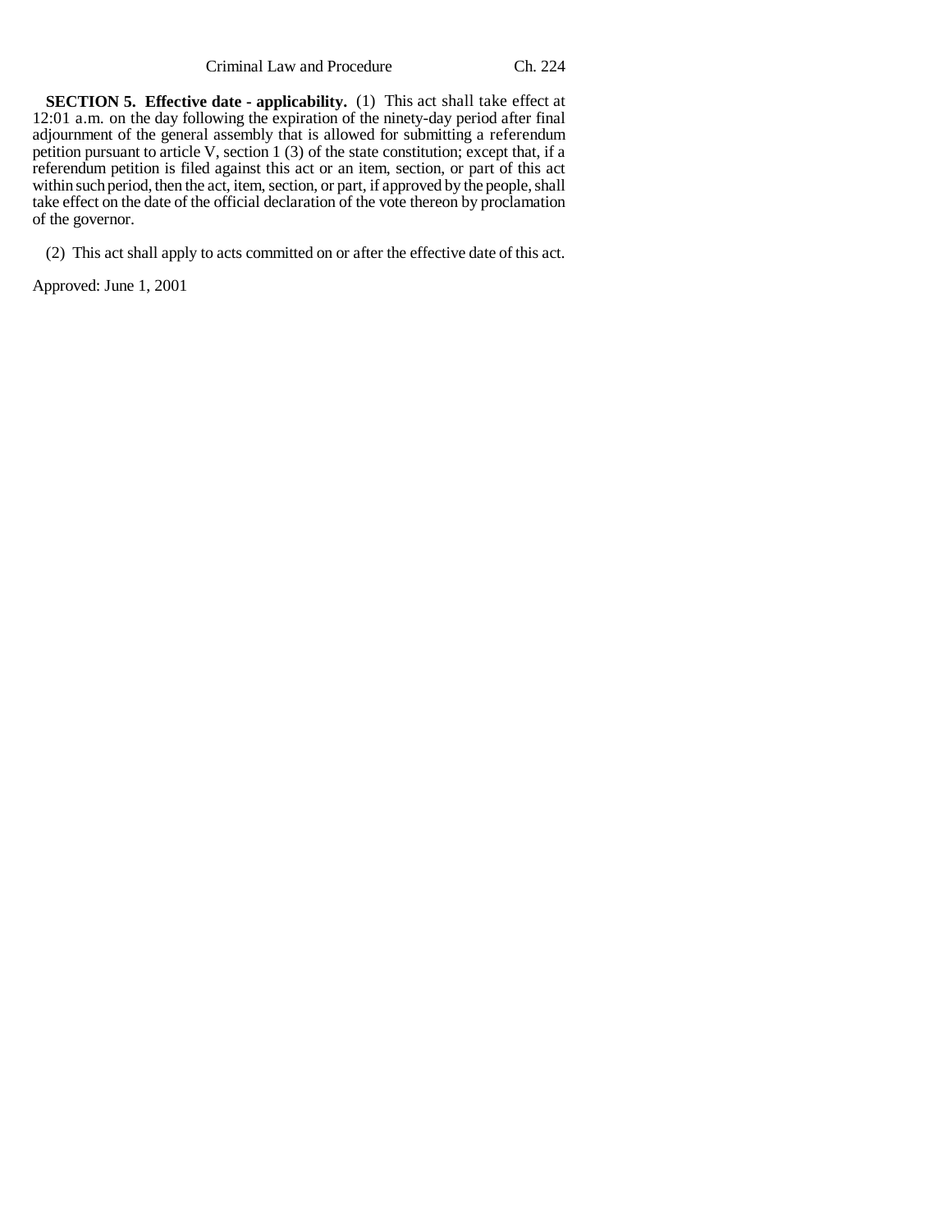**SECTION 5. Effective date - applicability.** (1) This act shall take effect at 12:01 a.m. on the day following the expiration of the ninety-day period after final adjournment of the general assembly that is allowed for submitting a referendum petition pursuant to article V, section 1 (3) of the state constitution; except that, if a referendum petition is filed against this act or an item, section, or part of this act within such period, then the act, item, section, or part, if approved by the people, shall take effect on the date of the official declaration of the vote thereon by proclamation of the governor.

(2) This act shall apply to acts committed on or after the effective date of this act.

Approved: June 1, 2001